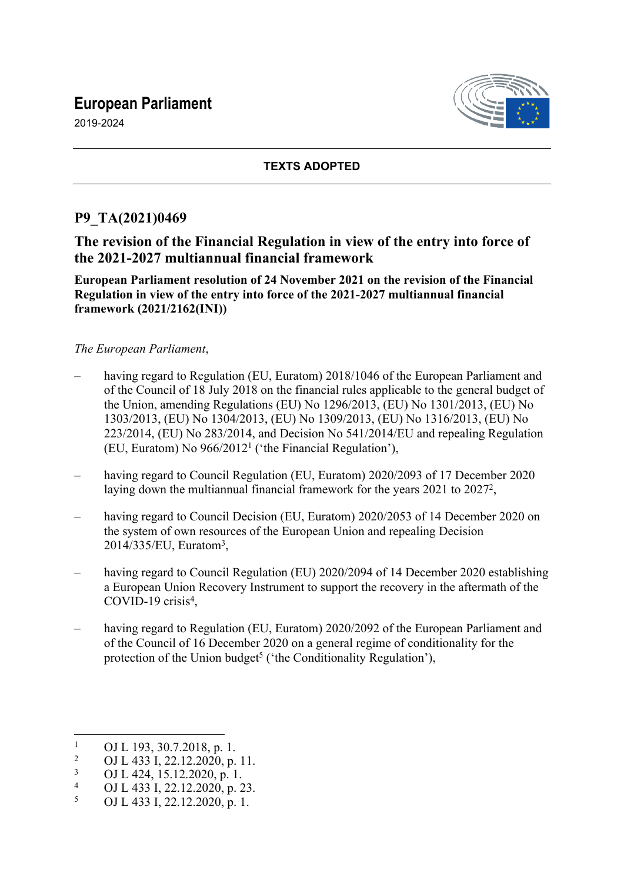# European Parliament

2019-2024

**TEXTS ADOPTED**

## P9_TA(2021)0469

## The revision of the Financial Regulation in view of the entry into force of the 2021-2027 multiannual financial framework

**European Parliament resolution of 24 November 2021 on the revision of the Financial Regulation in view of the entry into force of the 2021-2027 multiannual financial framework (2021/2162(INI))**

*The European Parliament*,

- having regard to Regulation (EU, Euratom) 2018/1046 of the European Parliament and of the Council of 18 July 2018 on the financial rules applicable to the general budget of the Union, amending Regulations (EU) No 1296/2013, (EU) No 1301/2013, (EU) No 1303/2013, (EU) No 1304/2013, (EU) No 1309/2013, (EU) No 1316/2013, (EU) No 223/2014, (EU) No 283/2014, and Decision No 541/2014/EU and repealing Regulation (EU, Euratom) No 966/2012[1] ('the Financial Regulation'),

- having regard to Council Regulation (EU, Euratom) 2020/2093 of 17 December 2020 laying down the multiannual financial framework for the years 2021 to 2027[2],

- having regard to Council Decision (EU, Euratom) 2020/2053 of 14 December 2020 on the system of own resources of the European Union and repealing Decision 2014/335/EU, Euratom[3],

- having regard to Council Regulation (EU) 2020/2094 of 14 December 2020 establishing a European Union Recovery Instrument to support the recovery in the aftermath of the COVID-19 crisis[4],

- having regard to Regulation (EU, Euratom) 2020/2092 of the European Parliament and of the Council of 16 December 2020 on a general regime of conditionality for the protection of the Union budget[5] ('the Conditionality Regulation'),

---

[1] OJ L 193, 30.7.2018, p. 1.
[2] OJ L 433 I, 22.12.2020, p. 11.
[3] OJ L 424, 15.12.2020, p. 1.
[4] OJ L 433 I, 22.12.2020, p. 23.
[5] OJ L 433 I, 22.12.2020, p. 1.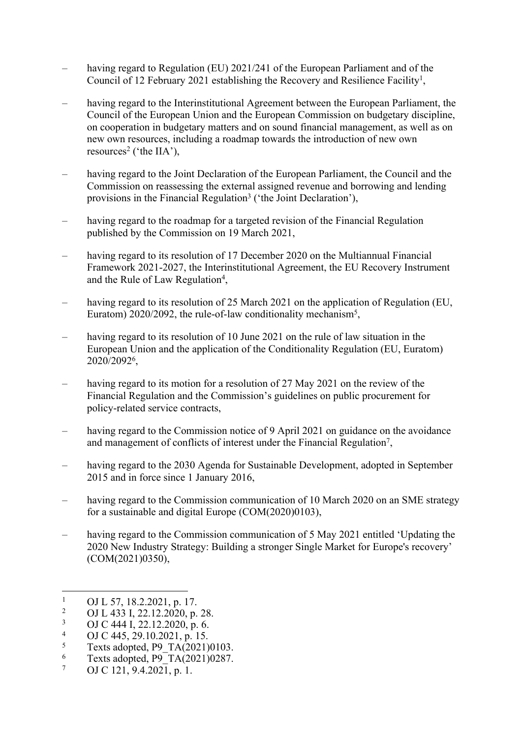– having regard to Regulation (EU) 2021/241 of the European Parliament and of the Council of 12 February 2021 establishing the Recovery and Resilience Facility[1],

– having regard to the Interinstitutional Agreement between the European Parliament, the Council of the European Union and the European Commission on budgetary discipline, on cooperation in budgetary matters and on sound financial management, as well as on new own resources, including a roadmap towards the introduction of new own resources[2] ('the IIA'),

– having regard to the Joint Declaration of the European Parliament, the Council and the Commission on reassessing the external assigned revenue and borrowing and lending provisions in the Financial Regulation[3] ('the Joint Declaration'),

– having regard to the roadmap for a targeted revision of the Financial Regulation published by the Commission on 19 March 2021,

– having regard to its resolution of 17 December 2020 on the Multiannual Financial Framework 2021-2027, the Interinstitutional Agreement, the EU Recovery Instrument and the Rule of Law Regulation[4],

– having regard to its resolution of 25 March 2021 on the application of Regulation (EU, Euratom) 2020/2092, the rule-of-law conditionality mechanism[5],

– having regard to its resolution of 10 June 2021 on the rule of law situation in the European Union and the application of the Conditionality Regulation (EU, Euratom) 2020/2092[6],

– having regard to its motion for a resolution of 27 May 2021 on the review of the Financial Regulation and the Commission's guidelines on public procurement for policy-related service contracts,

– having regard to the Commission notice of 9 April 2021 on guidance on the avoidance and management of conflicts of interest under the Financial Regulation[7],

– having regard to the 2030 Agenda for Sustainable Development, adopted in September 2015 and in force since 1 January 2016,

– having regard to the Commission communication of 10 March 2020 on an SME strategy for a sustainable and digital Europe (COM(2020)0103),

– having regard to the Commission communication of 5 May 2021 entitled 'Updating the 2020 New Industry Strategy: Building a stronger Single Market for Europe's recovery' (COM(2021)0350),

---

[1] OJ L 57, 18.2.2021, p. 17.
[2] OJ L 433 I, 22.12.2020, p. 28.
[3] OJ C 444 I, 22.12.2020, p. 6.
[4] OJ C 445, 29.10.2021, p. 15.
[5] Texts adopted, P9_TA(2021)0103.
[6] Texts adopted, P9_TA(2021)0287.
[7] OJ C 121, 9.4.2021, p. 1.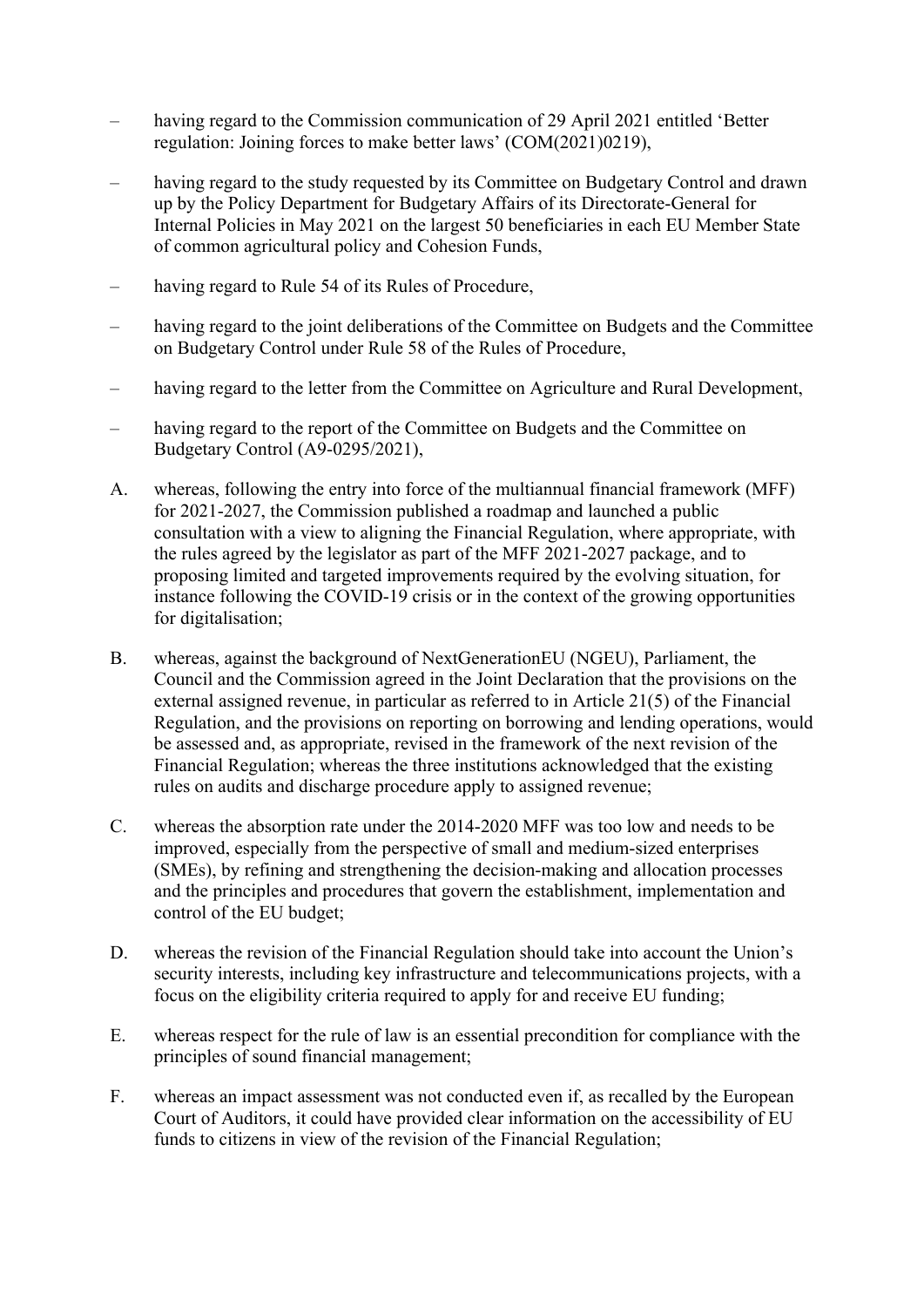– having regard to the Commission communication of 29 April 2021 entitled 'Better regulation: Joining forces to make better laws' (COM(2021)0219),

– having regard to the study requested by its Committee on Budgetary Control and drawn up by the Policy Department for Budgetary Affairs of its Directorate-General for Internal Policies in May 2021 on the largest 50 beneficiaries in each EU Member State of common agricultural policy and Cohesion Funds,

– having regard to Rule 54 of its Rules of Procedure,

– having regard to the joint deliberations of the Committee on Budgets and the Committee on Budgetary Control under Rule 58 of the Rules of Procedure,

– having regard to the letter from the Committee on Agriculture and Rural Development,

– having regard to the report of the Committee on Budgets and the Committee on Budgetary Control (A9-0295/2021),

A. whereas, following the entry into force of the multiannual financial framework (MFF) for 2021-2027, the Commission published a roadmap and launched a public consultation with a view to aligning the Financial Regulation, where appropriate, with the rules agreed by the legislator as part of the MFF 2021-2027 package, and to proposing limited and targeted improvements required by the evolving situation, for instance following the COVID-19 crisis or in the context of the growing opportunities for digitalisation;

B. whereas, against the background of NextGenerationEU (NGEU), Parliament, the Council and the Commission agreed in the Joint Declaration that the provisions on the external assigned revenue, in particular as referred to in Article 21(5) of the Financial Regulation, and the provisions on reporting on borrowing and lending operations, would be assessed and, as appropriate, revised in the framework of the next revision of the Financial Regulation; whereas the three institutions acknowledged that the existing rules on audits and discharge procedure apply to assigned revenue;

C. whereas the absorption rate under the 2014-2020 MFF was too low and needs to be improved, especially from the perspective of small and medium-sized enterprises (SMEs), by refining and strengthening the decision-making and allocation processes and the principles and procedures that govern the establishment, implementation and control of the EU budget;

D. whereas the revision of the Financial Regulation should take into account the Union's security interests, including key infrastructure and telecommunications projects, with a focus on the eligibility criteria required to apply for and receive EU funding;

E. whereas respect for the rule of law is an essential precondition for compliance with the principles of sound financial management;

F. whereas an impact assessment was not conducted even if, as recalled by the European Court of Auditors, it could have provided clear information on the accessibility of EU funds to citizens in view of the revision of the Financial Regulation;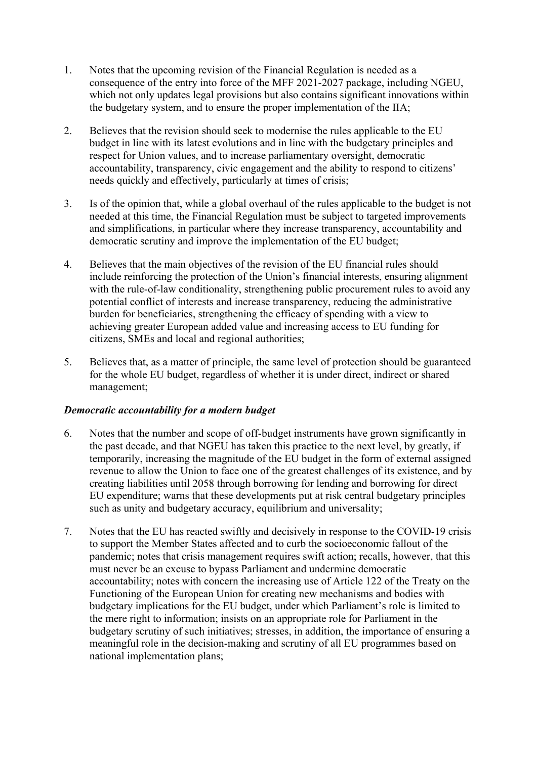1. Notes that the upcoming revision of the Financial Regulation is needed as a consequence of the entry into force of the MFF 2021-2027 package, including NGEU, which not only updates legal provisions but also contains significant innovations within the budgetary system, and to ensure the proper implementation of the IIA;

2. Believes that the revision should seek to modernise the rules applicable to the EU budget in line with its latest evolutions and in line with the budgetary principles and respect for Union values, and to increase parliamentary oversight, democratic accountability, transparency, civic engagement and the ability to respond to citizens' needs quickly and effectively, particularly at times of crisis;

3. Is of the opinion that, while a global overhaul of the rules applicable to the budget is not needed at this time, the Financial Regulation must be subject to targeted improvements and simplifications, in particular where they increase transparency, accountability and democratic scrutiny and improve the implementation of the EU budget;

4. Believes that the main objectives of the revision of the EU financial rules should include reinforcing the protection of the Union's financial interests, ensuring alignment with the rule-of-law conditionality, strengthening public procurement rules to avoid any potential conflict of interests and increase transparency, reducing the administrative burden for beneficiaries, strengthening the efficacy of spending with a view to achieving greater European added value and increasing access to EU funding for citizens, SMEs and local and regional authorities;

5. Believes that, as a matter of principle, the same level of protection should be guaranteed for the whole EU budget, regardless of whether it is under direct, indirect or shared management;

***Democratic accountability for a modern budget***

6. Notes that the number and scope of off-budget instruments have grown significantly in the past decade, and that NGEU has taken this practice to the next level, by greatly, if temporarily, increasing the magnitude of the EU budget in the form of external assigned revenue to allow the Union to face one of the greatest challenges of its existence, and by creating liabilities until 2058 through borrowing for lending and borrowing for direct EU expenditure; warns that these developments put at risk central budgetary principles such as unity and budgetary accuracy, equilibrium and universality;

7. Notes that the EU has reacted swiftly and decisively in response to the COVID-19 crisis to support the Member States affected and to curb the socioeconomic fallout of the pandemic; notes that crisis management requires swift action; recalls, however, that this must never be an excuse to bypass Parliament and undermine democratic accountability; notes with concern the increasing use of Article 122 of the Treaty on the Functioning of the European Union for creating new mechanisms and bodies with budgetary implications for the EU budget, under which Parliament's role is limited to the mere right to information; insists on an appropriate role for Parliament in the budgetary scrutiny of such initiatives; stresses, in addition, the importance of ensuring a meaningful role in the decision-making and scrutiny of all EU programmes based on national implementation plans;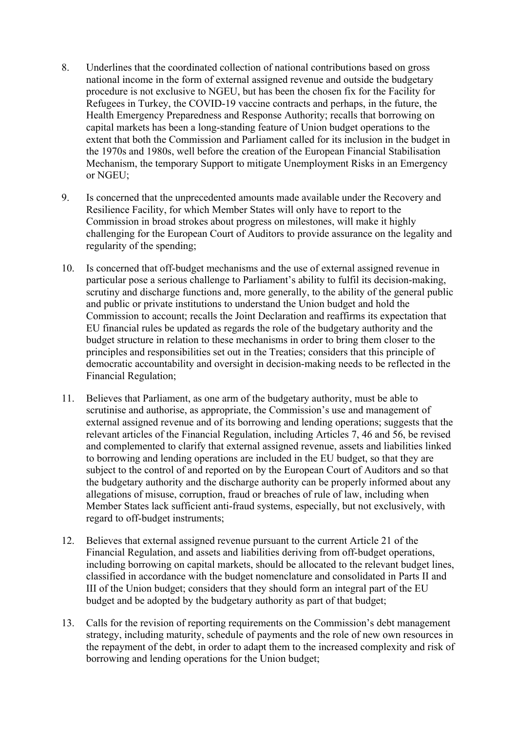8. Underlines that the coordinated collection of national contributions based on gross national income in the form of external assigned revenue and outside the budgetary procedure is not exclusive to NGEU, but has been the chosen fix for the Facility for Refugees in Turkey, the COVID-19 vaccine contracts and perhaps, in the future, the Health Emergency Preparedness and Response Authority; recalls that borrowing on capital markets has been a long-standing feature of Union budget operations to the extent that both the Commission and Parliament called for its inclusion in the budget in the 1970s and 1980s, well before the creation of the European Financial Stabilisation Mechanism, the temporary Support to mitigate Unemployment Risks in an Emergency or NGEU;

9. Is concerned that the unprecedented amounts made available under the Recovery and Resilience Facility, for which Member States will only have to report to the Commission in broad strokes about progress on milestones, will make it highly challenging for the European Court of Auditors to provide assurance on the legality and regularity of the spending;

10. Is concerned that off-budget mechanisms and the use of external assigned revenue in particular pose a serious challenge to Parliament's ability to fulfil its decision-making, scrutiny and discharge functions and, more generally, to the ability of the general public and public or private institutions to understand the Union budget and hold the Commission to account; recalls the Joint Declaration and reaffirms its expectation that EU financial rules be updated as regards the role of the budgetary authority and the budget structure in relation to these mechanisms in order to bring them closer to the principles and responsibilities set out in the Treaties; considers that this principle of democratic accountability and oversight in decision-making needs to be reflected in the Financial Regulation;

11. Believes that Parliament, as one arm of the budgetary authority, must be able to scrutinise and authorise, as appropriate, the Commission's use and management of external assigned revenue and of its borrowing and lending operations; suggests that the relevant articles of the Financial Regulation, including Articles 7, 46 and 56, be revised and complemented to clarify that external assigned revenue, assets and liabilities linked to borrowing and lending operations are included in the EU budget, so that they are subject to the control of and reported on by the European Court of Auditors and so that the budgetary authority and the discharge authority can be properly informed about any allegations of misuse, corruption, fraud or breaches of rule of law, including when Member States lack sufficient anti-fraud systems, especially, but not exclusively, with regard to off-budget instruments;

12. Believes that external assigned revenue pursuant to the current Article 21 of the Financial Regulation, and assets and liabilities deriving from off-budget operations, including borrowing on capital markets, should be allocated to the relevant budget lines, classified in accordance with the budget nomenclature and consolidated in Parts II and III of the Union budget; considers that they should form an integral part of the EU budget and be adopted by the budgetary authority as part of that budget;

13. Calls for the revision of reporting requirements on the Commission's debt management strategy, including maturity, schedule of payments and the role of new own resources in the repayment of the debt, in order to adapt them to the increased complexity and risk of borrowing and lending operations for the Union budget;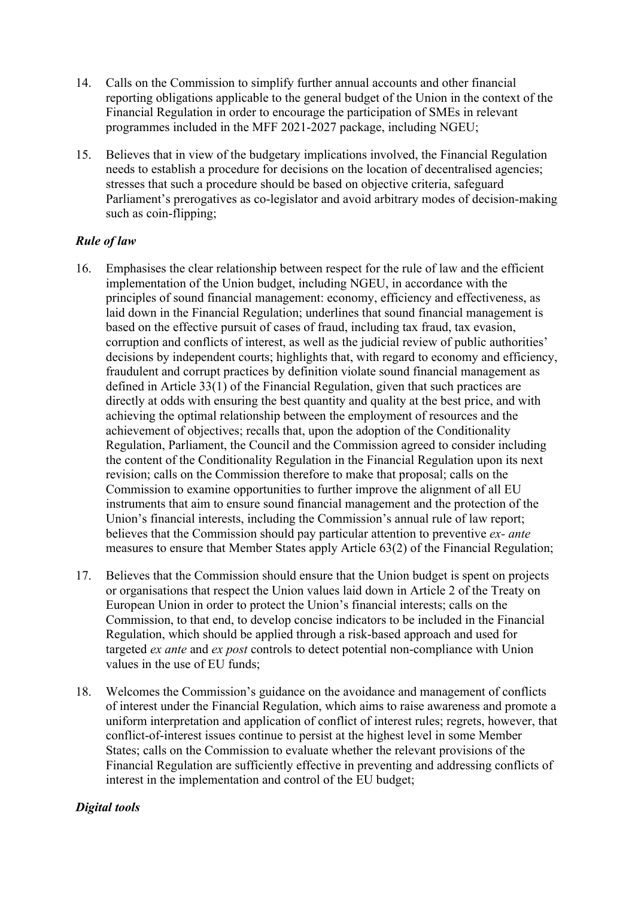14. Calls on the Commission to simplify further annual accounts and other financial reporting obligations applicable to the general budget of the Union in the context of the Financial Regulation in order to encourage the participation of SMEs in relevant programmes included in the MFF 2021-2027 package, including NGEU;

15. Believes that in view of the budgetary implications involved, the Financial Regulation needs to establish a procedure for decisions on the location of decentralised agencies; stresses that such a procedure should be based on objective criteria, safeguard Parliament's prerogatives as co-legislator and avoid arbitrary modes of decision-making such as coin-flipping;

### *Rule of law*

16. Emphasises the clear relationship between respect for the rule of law and the efficient implementation of the Union budget, including NGEU, in accordance with the principles of sound financial management: economy, efficiency and effectiveness, as laid down in the Financial Regulation; underlines that sound financial management is based on the effective pursuit of cases of fraud, including tax fraud, tax evasion, corruption and conflicts of interest, as well as the judicial review of public authorities' decisions by independent courts; highlights that, with regard to economy and efficiency, fraudulent and corrupt practices by definition violate sound financial management as defined in Article 33(1) of the Financial Regulation, given that such practices are directly at odds with ensuring the best quantity and quality at the best price, and with achieving the optimal relationship between the employment of resources and the achievement of objectives; recalls that, upon the adoption of the Conditionality Regulation, Parliament, the Council and the Commission agreed to consider including the content of the Conditionality Regulation in the Financial Regulation upon its next revision; calls on the Commission therefore to make that proposal; calls on the Commission to examine opportunities to further improve the alignment of all EU instruments that aim to ensure sound financial management and the protection of the Union's financial interests, including the Commission's annual rule of law report; believes that the Commission should pay particular attention to preventive *ex- ante* measures to ensure that Member States apply Article 63(2) of the Financial Regulation;

17. Believes that the Commission should ensure that the Union budget is spent on projects or organisations that respect the Union values laid down in Article 2 of the Treaty on European Union in order to protect the Union's financial interests; calls on the Commission, to that end, to develop concise indicators to be included in the Financial Regulation, which should be applied through a risk-based approach and used for targeted *ex ante* and *ex post* controls to detect potential non-compliance with Union values in the use of EU funds;

18. Welcomes the Commission's guidance on the avoidance and management of conflicts of interest under the Financial Regulation, which aims to raise awareness and promote a uniform interpretation and application of conflict of interest rules; regrets, however, that conflict-of-interest issues continue to persist at the highest level in some Member States; calls on the Commission to evaluate whether the relevant provisions of the Financial Regulation are sufficiently effective in preventing and addressing conflicts of interest in the implementation and control of the EU budget;

### *Digital tools*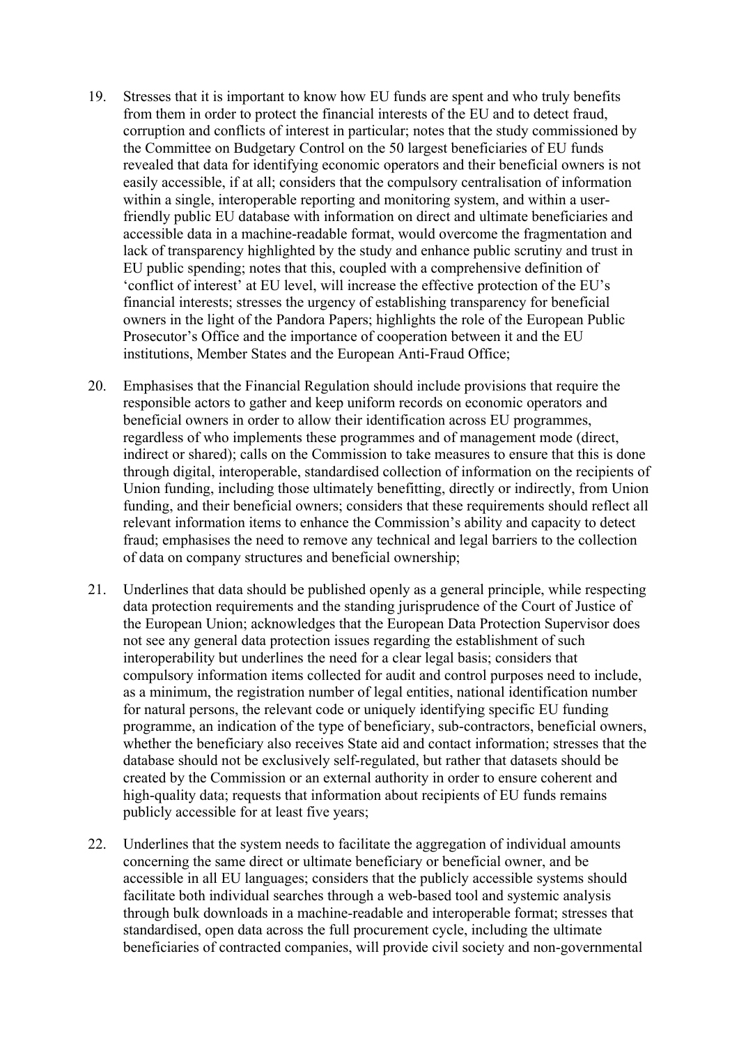19. Stresses that it is important to know how EU funds are spent and who truly benefits from them in order to protect the financial interests of the EU and to detect fraud, corruption and conflicts of interest in particular; notes that the study commissioned by the Committee on Budgetary Control on the 50 largest beneficiaries of EU funds revealed that data for identifying economic operators and their beneficial owners is not easily accessible, if at all; considers that the compulsory centralisation of information within a single, interoperable reporting and monitoring system, and within a user-friendly public EU database with information on direct and ultimate beneficiaries and accessible data in a machine-readable format, would overcome the fragmentation and lack of transparency highlighted by the study and enhance public scrutiny and trust in EU public spending; notes that this, coupled with a comprehensive definition of 'conflict of interest' at EU level, will increase the effective protection of the EU's financial interests; stresses the urgency of establishing transparency for beneficial owners in the light of the Pandora Papers; highlights the role of the European Public Prosecutor's Office and the importance of cooperation between it and the EU institutions, Member States and the European Anti-Fraud Office;

20. Emphasises that the Financial Regulation should include provisions that require the responsible actors to gather and keep uniform records on economic operators and beneficial owners in order to allow their identification across EU programmes, regardless of who implements these programmes and of management mode (direct, indirect or shared); calls on the Commission to take measures to ensure that this is done through digital, interoperable, standardised collection of information on the recipients of Union funding, including those ultimately benefitting, directly or indirectly, from Union funding, and their beneficial owners; considers that these requirements should reflect all relevant information items to enhance the Commission's ability and capacity to detect fraud; emphasises the need to remove any technical and legal barriers to the collection of data on company structures and beneficial ownership;

21. Underlines that data should be published openly as a general principle, while respecting data protection requirements and the standing jurisprudence of the Court of Justice of the European Union; acknowledges that the European Data Protection Supervisor does not see any general data protection issues regarding the establishment of such interoperability but underlines the need for a clear legal basis; considers that compulsory information items collected for audit and control purposes need to include, as a minimum, the registration number of legal entities, national identification number for natural persons, the relevant code or uniquely identifying specific EU funding programme, an indication of the type of beneficiary, sub-contractors, beneficial owners, whether the beneficiary also receives State aid and contact information; stresses that the database should not be exclusively self-regulated, but rather that datasets should be created by the Commission or an external authority in order to ensure coherent and high-quality data; requests that information about recipients of EU funds remains publicly accessible for at least five years;

22. Underlines that the system needs to facilitate the aggregation of individual amounts concerning the same direct or ultimate beneficiary or beneficial owner, and be accessible in all EU languages; considers that the publicly accessible systems should facilitate both individual searches through a web-based tool and systemic analysis through bulk downloads in a machine-readable and interoperable format; stresses that standardised, open data across the full procurement cycle, including the ultimate beneficiaries of contracted companies, will provide civil society and non-governmental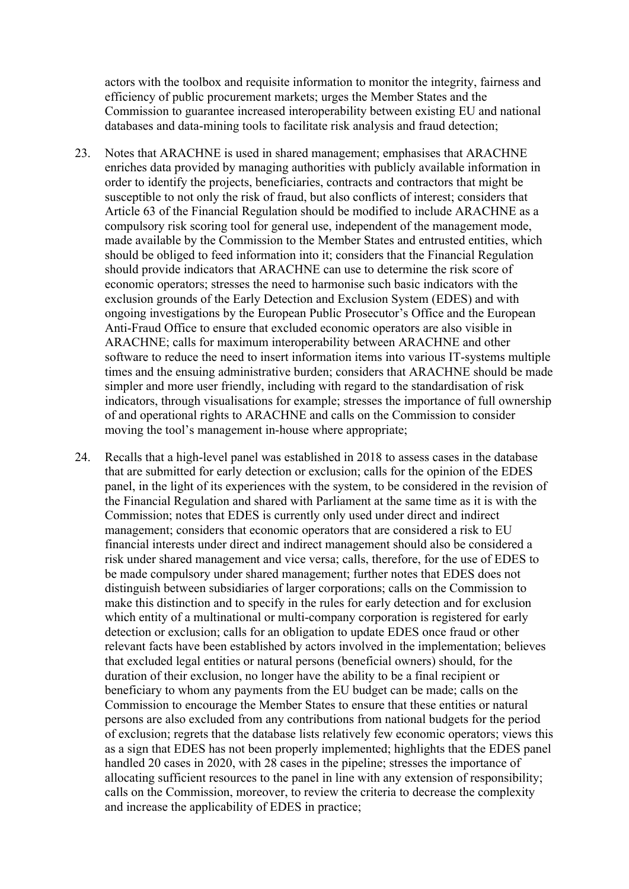actors with the toolbox and requisite information to monitor the integrity, fairness and efficiency of public procurement markets; urges the Member States and the Commission to guarantee increased interoperability between existing EU and national databases and data-mining tools to facilitate risk analysis and fraud detection;

23. Notes that ARACHNE is used in shared management; emphasises that ARACHNE enriches data provided by managing authorities with publicly available information in order to identify the projects, beneficiaries, contracts and contractors that might be susceptible to not only the risk of fraud, but also conflicts of interest; considers that Article 63 of the Financial Regulation should be modified to include ARACHNE as a compulsory risk scoring tool for general use, independent of the management mode, made available by the Commission to the Member States and entrusted entities, which should be obliged to feed information into it; considers that the Financial Regulation should provide indicators that ARACHNE can use to determine the risk score of economic operators; stresses the need to harmonise such basic indicators with the exclusion grounds of the Early Detection and Exclusion System (EDES) and with ongoing investigations by the European Public Prosecutor's Office and the European Anti-Fraud Office to ensure that excluded economic operators are also visible in ARACHNE; calls for maximum interoperability between ARACHNE and other software to reduce the need to insert information items into various IT-systems multiple times and the ensuing administrative burden; considers that ARACHNE should be made simpler and more user friendly, including with regard to the standardisation of risk indicators, through visualisations for example; stresses the importance of full ownership of and operational rights to ARACHNE and calls on the Commission to consider moving the tool's management in-house where appropriate;

24. Recalls that a high-level panel was established in 2018 to assess cases in the database that are submitted for early detection or exclusion; calls for the opinion of the EDES panel, in the light of its experiences with the system, to be considered in the revision of the Financial Regulation and shared with Parliament at the same time as it is with the Commission; notes that EDES is currently only used under direct and indirect management; considers that economic operators that are considered a risk to EU financial interests under direct and indirect management should also be considered a risk under shared management and vice versa; calls, therefore, for the use of EDES to be made compulsory under shared management; further notes that EDES does not distinguish between subsidiaries of larger corporations; calls on the Commission to make this distinction and to specify in the rules for early detection and for exclusion which entity of a multinational or multi-company corporation is registered for early detection or exclusion; calls for an obligation to update EDES once fraud or other relevant facts have been established by actors involved in the implementation; believes that excluded legal entities or natural persons (beneficial owners) should, for the duration of their exclusion, no longer have the ability to be a final recipient or beneficiary to whom any payments from the EU budget can be made; calls on the Commission to encourage the Member States to ensure that these entities or natural persons are also excluded from any contributions from national budgets for the period of exclusion; regrets that the database lists relatively few economic operators; views this as a sign that EDES has not been properly implemented; highlights that the EDES panel handled 20 cases in 2020, with 28 cases in the pipeline; stresses the importance of allocating sufficient resources to the panel in line with any extension of responsibility; calls on the Commission, moreover, to review the criteria to decrease the complexity and increase the applicability of EDES in practice;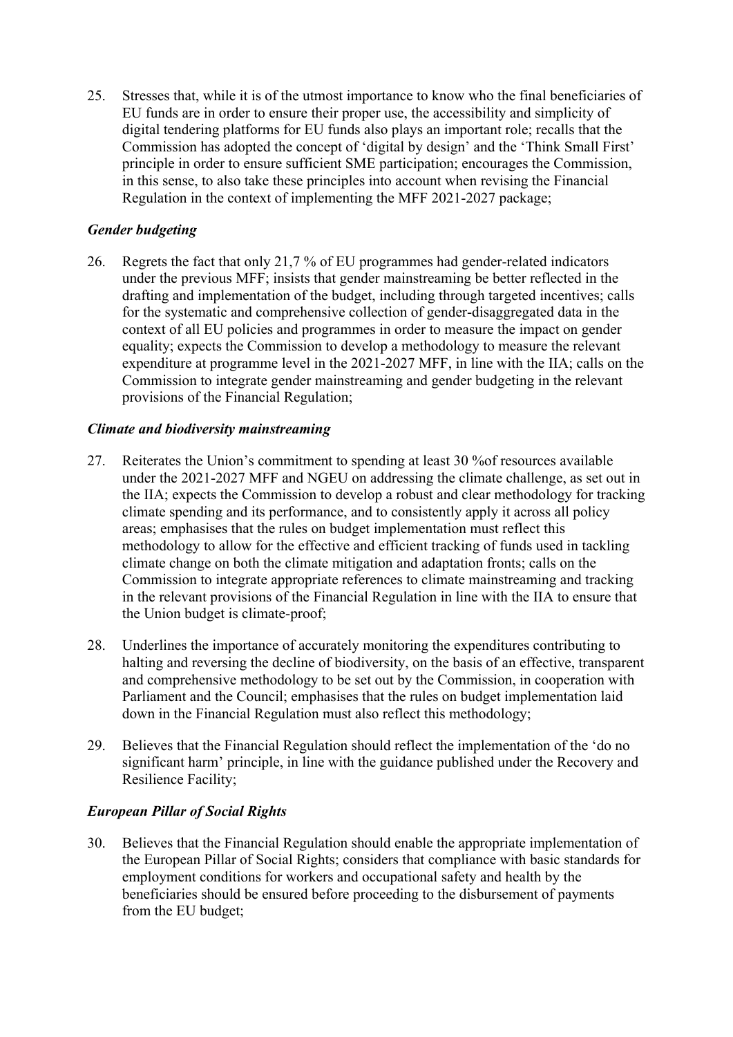25. Stresses that, while it is of the utmost importance to know who the final beneficiaries of EU funds are in order to ensure their proper use, the accessibility and simplicity of digital tendering platforms for EU funds also plays an important role; recalls that the Commission has adopted the concept of 'digital by design' and the 'Think Small First' principle in order to ensure sufficient SME participation; encourages the Commission, in this sense, to also take these principles into account when revising the Financial Regulation in the context of implementing the MFF 2021-2027 package;

***Gender budgeting***

26. Regrets the fact that only 21,7 % of EU programmes had gender-related indicators under the previous MFF; insists that gender mainstreaming be better reflected in the drafting and implementation of the budget, including through targeted incentives; calls for the systematic and comprehensive collection of gender-disaggregated data in the context of all EU policies and programmes in order to measure the impact on gender equality; expects the Commission to develop a methodology to measure the relevant expenditure at programme level in the 2021-2027 MFF, in line with the IIA; calls on the Commission to integrate gender mainstreaming and gender budgeting in the relevant provisions of the Financial Regulation;

***Climate and biodiversity mainstreaming***

27. Reiterates the Union's commitment to spending at least 30 %of resources available under the 2021-2027 MFF and NGEU on addressing the climate challenge, as set out in the IIA; expects the Commission to develop a robust and clear methodology for tracking climate spending and its performance, and to consistently apply it across all policy areas; emphasises that the rules on budget implementation must reflect this methodology to allow for the effective and efficient tracking of funds used in tackling climate change on both the climate mitigation and adaptation fronts; calls on the Commission to integrate appropriate references to climate mainstreaming and tracking in the relevant provisions of the Financial Regulation in line with the IIA to ensure that the Union budget is climate-proof;

28. Underlines the importance of accurately monitoring the expenditures contributing to halting and reversing the decline of biodiversity, on the basis of an effective, transparent and comprehensive methodology to be set out by the Commission, in cooperation with Parliament and the Council; emphasises that the rules on budget implementation laid down in the Financial Regulation must also reflect this methodology;

29. Believes that the Financial Regulation should reflect the implementation of the 'do no significant harm' principle, in line with the guidance published under the Recovery and Resilience Facility;

***European Pillar of Social Rights***

30. Believes that the Financial Regulation should enable the appropriate implementation of the European Pillar of Social Rights; considers that compliance with basic standards for employment conditions for workers and occupational safety and health by the beneficiaries should be ensured before proceeding to the disbursement of payments from the EU budget;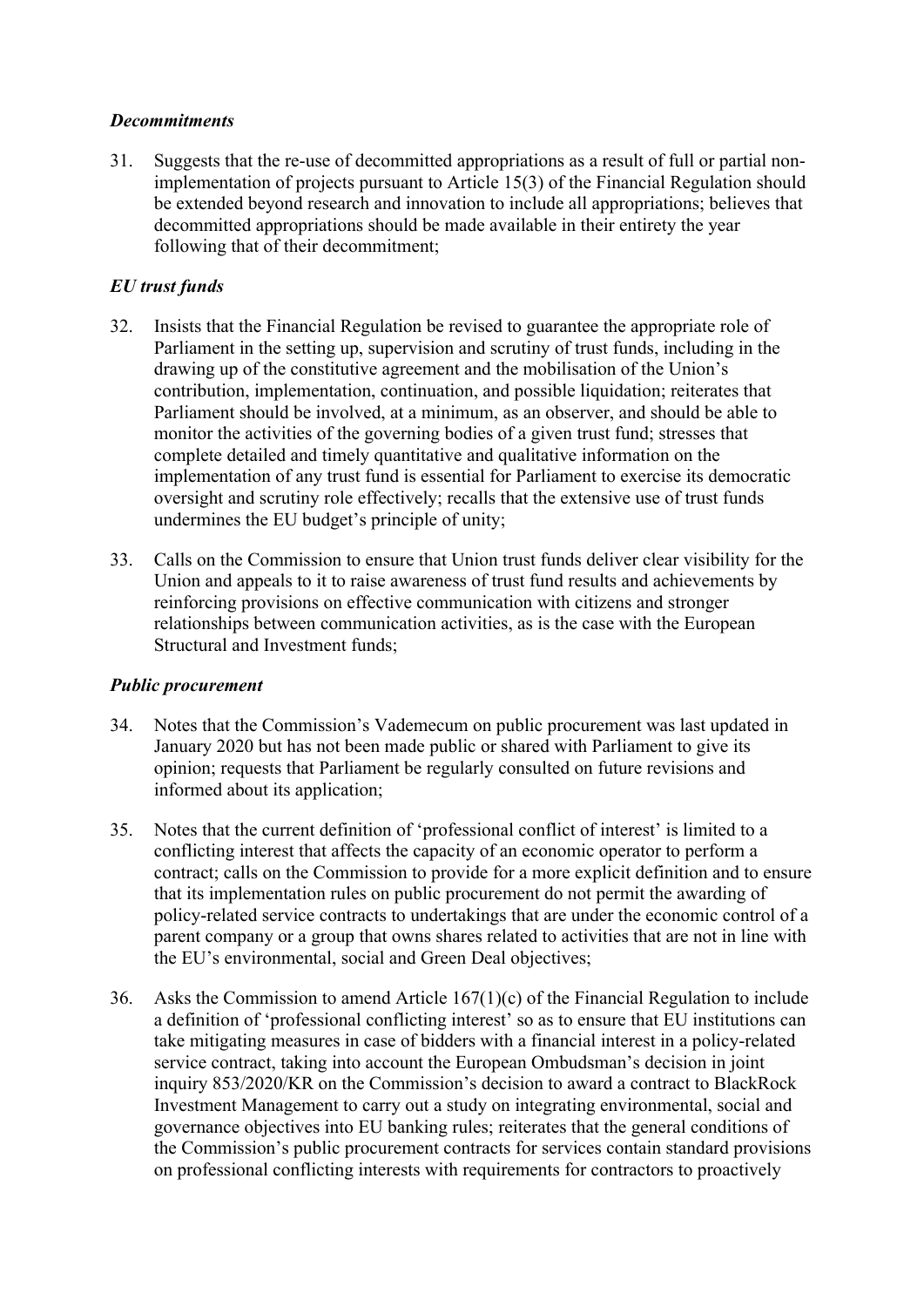### *Decommitments*

31. Suggests that the re-use of decommitted appropriations as a result of full or partial non-implementation of projects pursuant to Article 15(3) of the Financial Regulation should be extended beyond research and innovation to include all appropriations; believes that decommitted appropriations should be made available in their entirety the year following that of their decommitment;

### *EU trust funds*

32. Insists that the Financial Regulation be revised to guarantee the appropriate role of Parliament in the setting up, supervision and scrutiny of trust funds, including in the drawing up of the constitutive agreement and the mobilisation of the Union's contribution, implementation, continuation, and possible liquidation; reiterates that Parliament should be involved, at a minimum, as an observer, and should be able to monitor the activities of the governing bodies of a given trust fund; stresses that complete detailed and timely quantitative and qualitative information on the implementation of any trust fund is essential for Parliament to exercise its democratic oversight and scrutiny role effectively; recalls that the extensive use of trust funds undermines the EU budget's principle of unity;

33. Calls on the Commission to ensure that Union trust funds deliver clear visibility for the Union and appeals to it to raise awareness of trust fund results and achievements by reinforcing provisions on effective communication with citizens and stronger relationships between communication activities, as is the case with the European Structural and Investment funds;

### *Public procurement*

34. Notes that the Commission's Vademecum on public procurement was last updated in January 2020 but has not been made public or shared with Parliament to give its opinion; requests that Parliament be regularly consulted on future revisions and informed about its application;

35. Notes that the current definition of 'professional conflict of interest' is limited to a conflicting interest that affects the capacity of an economic operator to perform a contract; calls on the Commission to provide for a more explicit definition and to ensure that its implementation rules on public procurement do not permit the awarding of policy-related service contracts to undertakings that are under the economic control of a parent company or a group that owns shares related to activities that are not in line with the EU's environmental, social and Green Deal objectives;

36. Asks the Commission to amend Article 167(1)(c) of the Financial Regulation to include a definition of 'professional conflicting interest' so as to ensure that EU institutions can take mitigating measures in case of bidders with a financial interest in a policy-related service contract, taking into account the European Ombudsman's decision in joint inquiry 853/2020/KR on the Commission's decision to award a contract to BlackRock Investment Management to carry out a study on integrating environmental, social and governance objectives into EU banking rules; reiterates that the general conditions of the Commission's public procurement contracts for services contain standard provisions on professional conflicting interests with requirements for contractors to proactively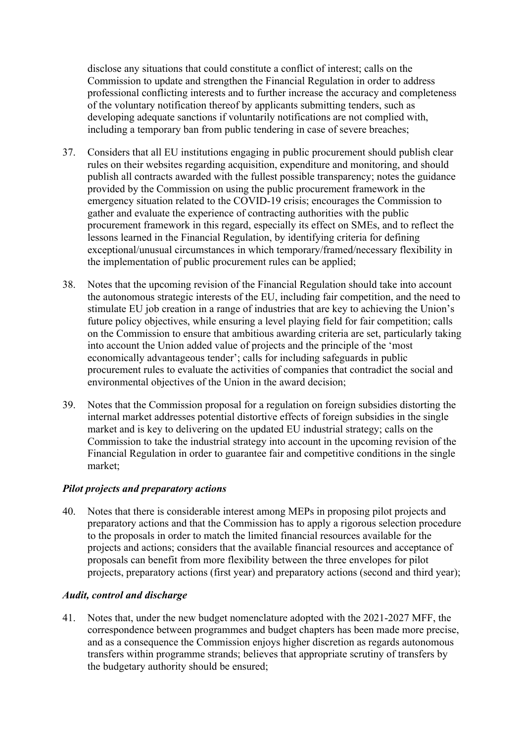disclose any situations that could constitute a conflict of interest; calls on the Commission to update and strengthen the Financial Regulation in order to address professional conflicting interests and to further increase the accuracy and completeness of the voluntary notification thereof by applicants submitting tenders, such as developing adequate sanctions if voluntarily notifications are not complied with, including a temporary ban from public tendering in case of severe breaches;

37. Considers that all EU institutions engaging in public procurement should publish clear rules on their websites regarding acquisition, expenditure and monitoring, and should publish all contracts awarded with the fullest possible transparency; notes the guidance provided by the Commission on using the public procurement framework in the emergency situation related to the COVID-19 crisis; encourages the Commission to gather and evaluate the experience of contracting authorities with the public procurement framework in this regard, especially its effect on SMEs, and to reflect the lessons learned in the Financial Regulation, by identifying criteria for defining exceptional/unusual circumstances in which temporary/framed/necessary flexibility in the implementation of public procurement rules can be applied;

38. Notes that the upcoming revision of the Financial Regulation should take into account the autonomous strategic interests of the EU, including fair competition, and the need to stimulate EU job creation in a range of industries that are key to achieving the Union's future policy objectives, while ensuring a level playing field for fair competition; calls on the Commission to ensure that ambitious awarding criteria are set, particularly taking into account the Union added value of projects and the principle of the 'most economically advantageous tender'; calls for including safeguards in public procurement rules to evaluate the activities of companies that contradict the social and environmental objectives of the Union in the award decision;

39. Notes that the Commission proposal for a regulation on foreign subsidies distorting the internal market addresses potential distortive effects of foreign subsidies in the single market and is key to delivering on the updated EU industrial strategy; calls on the Commission to take the industrial strategy into account in the upcoming revision of the Financial Regulation in order to guarantee fair and competitive conditions in the single market;

***Pilot projects and preparatory actions***

40. Notes that there is considerable interest among MEPs in proposing pilot projects and preparatory actions and that the Commission has to apply a rigorous selection procedure to the proposals in order to match the limited financial resources available for the projects and actions; considers that the available financial resources and acceptance of proposals can benefit from more flexibility between the three envelopes for pilot projects, preparatory actions (first year) and preparatory actions (second and third year);

***Audit, control and discharge***

41. Notes that, under the new budget nomenclature adopted with the 2021-2027 MFF, the correspondence between programmes and budget chapters has been made more precise, and as a consequence the Commission enjoys higher discretion as regards autonomous transfers within programme strands; believes that appropriate scrutiny of transfers by the budgetary authority should be ensured;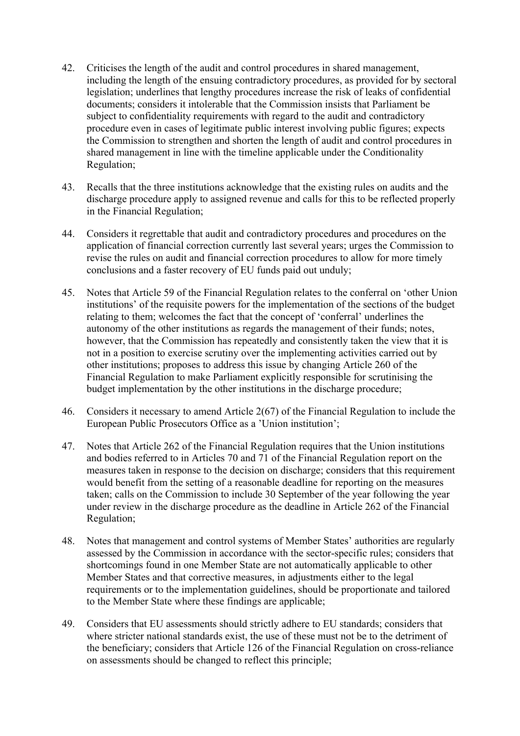42. Criticises the length of the audit and control procedures in shared management, including the length of the ensuing contradictory procedures, as provided for by sectoral legislation; underlines that lengthy procedures increase the risk of leaks of confidential documents; considers it intolerable that the Commission insists that Parliament be subject to confidentiality requirements with regard to the audit and contradictory procedure even in cases of legitimate public interest involving public figures; expects the Commission to strengthen and shorten the length of audit and control procedures in shared management in line with the timeline applicable under the Conditionality Regulation;

43. Recalls that the three institutions acknowledge that the existing rules on audits and the discharge procedure apply to assigned revenue and calls for this to be reflected properly in the Financial Regulation;

44. Considers it regrettable that audit and contradictory procedures and procedures on the application of financial correction currently last several years; urges the Commission to revise the rules on audit and financial correction procedures to allow for more timely conclusions and a faster recovery of EU funds paid out unduly;

45. Notes that Article 59 of the Financial Regulation relates to the conferral on 'other Union institutions' of the requisite powers for the implementation of the sections of the budget relating to them; welcomes the fact that the concept of 'conferral' underlines the autonomy of the other institutions as regards the management of their funds; notes, however, that the Commission has repeatedly and consistently taken the view that it is not in a position to exercise scrutiny over the implementing activities carried out by other institutions; proposes to address this issue by changing Article 260 of the Financial Regulation to make Parliament explicitly responsible for scrutinising the budget implementation by the other institutions in the discharge procedure;

46. Considers it necessary to amend Article 2(67) of the Financial Regulation to include the European Public Prosecutors Office as a 'Union institution';

47. Notes that Article 262 of the Financial Regulation requires that the Union institutions and bodies referred to in Articles 70 and 71 of the Financial Regulation report on the measures taken in response to the decision on discharge; considers that this requirement would benefit from the setting of a reasonable deadline for reporting on the measures taken; calls on the Commission to include 30 September of the year following the year under review in the discharge procedure as the deadline in Article 262 of the Financial Regulation;

48. Notes that management and control systems of Member States' authorities are regularly assessed by the Commission in accordance with the sector-specific rules; considers that shortcomings found in one Member State are not automatically applicable to other Member States and that corrective measures, in adjustments either to the legal requirements or to the implementation guidelines, should be proportionate and tailored to the Member State where these findings are applicable;

49. Considers that EU assessments should strictly adhere to EU standards; considers that where stricter national standards exist, the use of these must not be to the detriment of the beneficiary; considers that Article 126 of the Financial Regulation on cross-reliance on assessments should be changed to reflect this principle;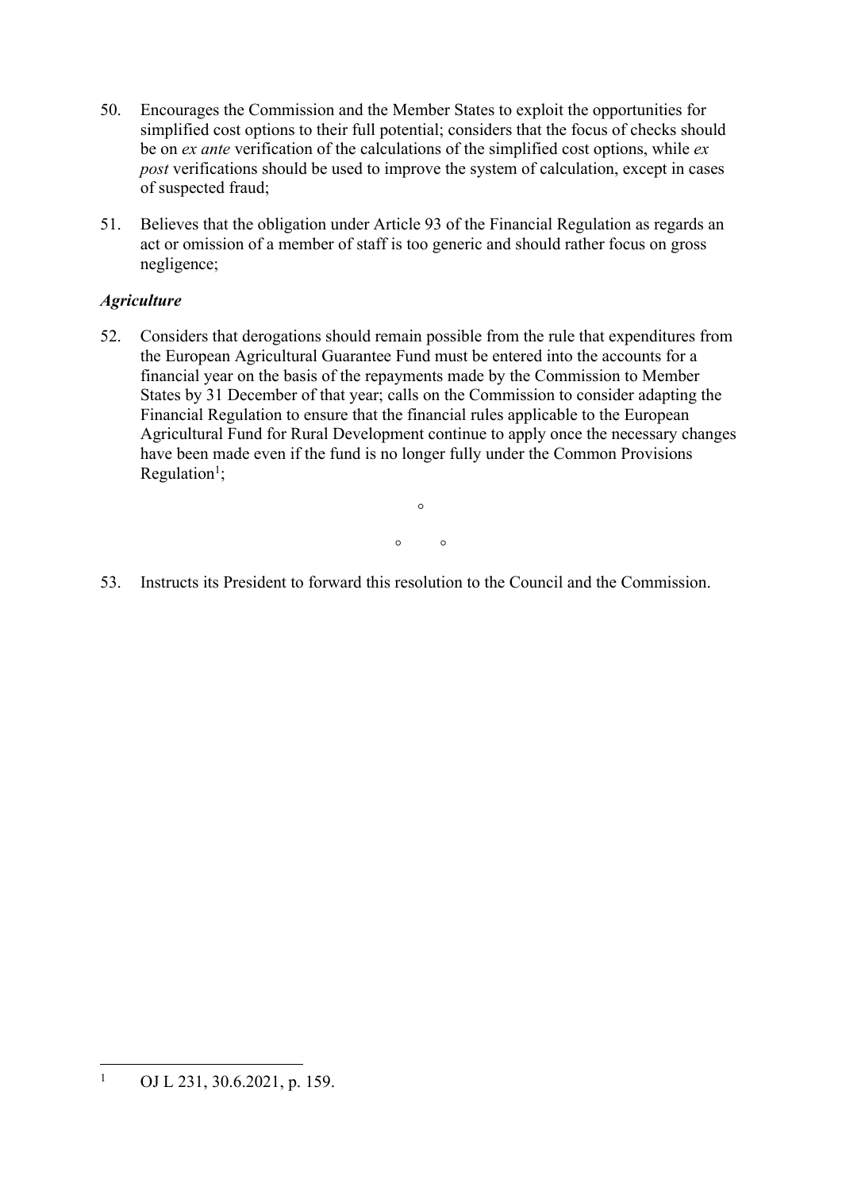50. Encourages the Commission and the Member States to exploit the opportunities for simplified cost options to their full potential; considers that the focus of checks should be on *ex ante* verification of the calculations of the simplified cost options, while *ex post* verifications should be used to improve the system of calculation, except in cases of suspected fraud;

51. Believes that the obligation under Article 93 of the Financial Regulation as regards an act or omission of a member of staff is too generic and should rather focus on gross negligence;

***Agriculture***

52. Considers that derogations should remain possible from the rule that expenditures from the European Agricultural Guarantee Fund must be entered into the accounts for a financial year on the basis of the repayments made by the Commission to Member States by 31 December of that year; calls on the Commission to consider adapting the Financial Regulation to ensure that the financial rules applicable to the European Agricultural Fund for Rural Development continue to apply once the necessary changes have been made even if the fund is no longer fully under the Common Provisions Regulation[1];

°

° °

53. Instructs its President to forward this resolution to the Council and the Commission.

---

[1] OJ L 231, 30.6.2021, p. 159.